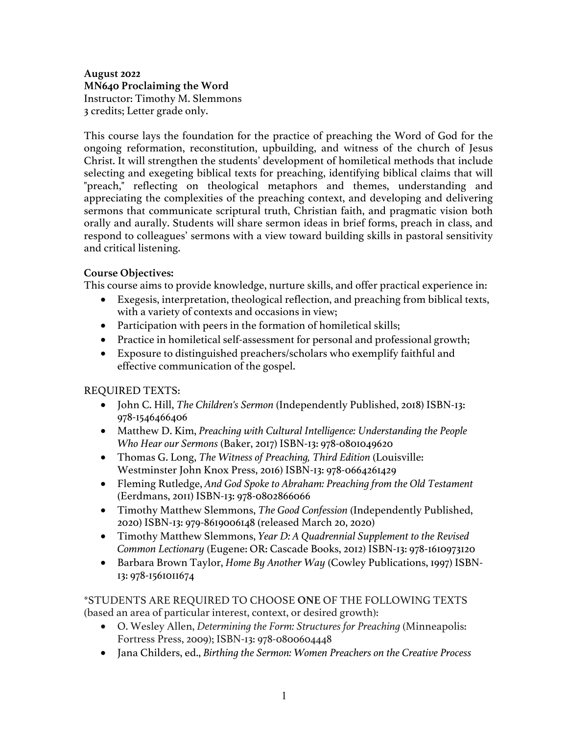**August 2022**
**MN640 Proclaiming the Word**
Instructor: Timothy M. Slemmons
3 credits; Letter grade only.

This course lays the foundation for the practice of preaching the Word of God for the ongoing reformation, reconstitution, upbuilding, and witness of the church of Jesus Christ. It will strengthen the students' development of homiletical methods that include selecting and exegeting biblical texts for preaching, identifying biblical claims that will "preach," reflecting on theological metaphors and themes, understanding and appreciating the complexities of the preaching context, and developing and delivering sermons that communicate scriptural truth, Christian faith, and pragmatic vision both orally and aurally. Students will share sermon ideas in brief forms, preach in class, and respond to colleagues' sermons with a view toward building skills in pastoral sensitivity and critical listening.

**Course Objectives:**
This course aims to provide knowledge, nurture skills, and offer practical experience in:

- Exegesis, interpretation, theological reflection, and preaching from biblical texts, with a variety of contexts and occasions in view;
- Participation with peers in the formation of homiletical skills;
- Practice in homiletical self-assessment for personal and professional growth;
- Exposure to distinguished preachers/scholars who exemplify faithful and effective communication of the gospel.

REQUIRED TEXTS:

- John C. Hill, *The Children's Sermon* (Independently Published, 2018) ISBN-13: 978-1546466406
- Matthew D. Kim, *Preaching with Cultural Intelligence: Understanding the People Who Hear our Sermons* (Baker, 2017) ISBN-13: 978-0801049620
- Thomas G. Long, *The Witness of Preaching, Third Edition* (Louisville: Westminster John Knox Press, 2016) ISBN-13: 978-0664261429
- Fleming Rutledge, *And God Spoke to Abraham: Preaching from the Old Testament* (Eerdmans, 2011) ISBN-13: 978-0802866066
- Timothy Matthew Slemmons, *The Good Confession* (Independently Published, 2020) ISBN-13: 979-8619006148 (released March 20, 2020)
- Timothy Matthew Slemmons, *Year D: A Quadrennial Supplement to the Revised Common Lectionary* (Eugene: OR: Cascade Books, 2012) ISBN-13: 978-1610973120
- Barbara Brown Taylor, *Home By Another Way* (Cowley Publications, 1997) ISBN-13: 978-1561011674

*STUDENTS ARE REQUIRED TO CHOOSE **ONE** OF THE FOLLOWING TEXTS (based an area of particular interest, context, or desired growth):

- O. Wesley Allen, *Determining the Form: Structures for Preaching* (Minneapolis: Fortress Press, 2009); ISBN-13: 978-0800604448
- Jana Childers, ed., *Birthing the Sermon: Women Preachers on the Creative Process*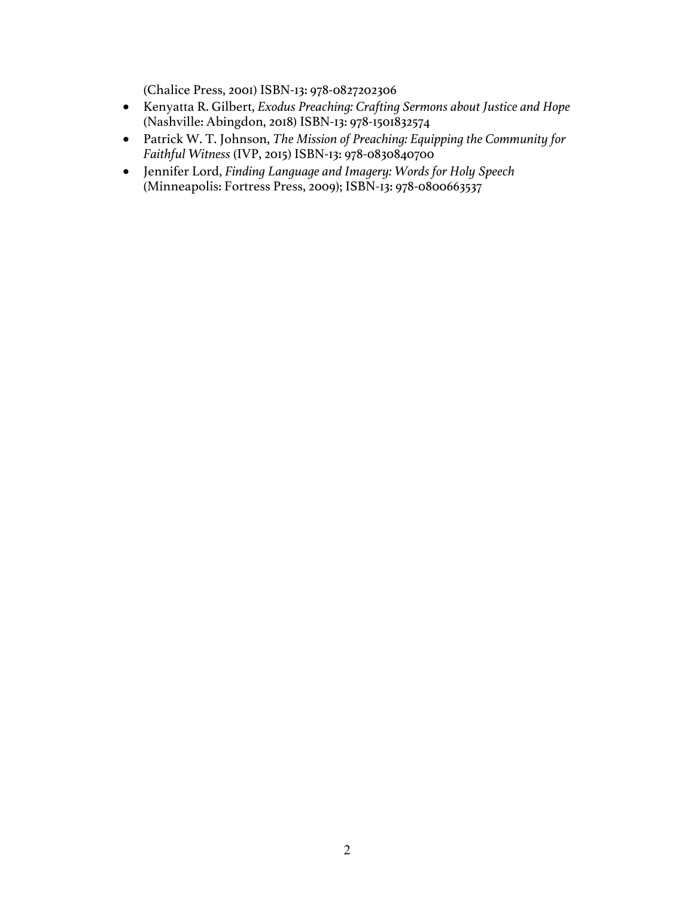(Chalice Press, 2001) ISBN-13: 978-0827202306

- Kenyatta R. Gilbert, *Exodus Preaching: Crafting Sermons about Justice and Hope* (Nashville: Abingdon, 2018) ISBN-13: 978-1501832574
- Patrick W. T. Johnson, *The Mission of Preaching: Equipping the Community for Faithful Witness* (IVP, 2015) ISBN-13: 978-0830840700
- Jennifer Lord, *Finding Language and Imagery: Words for Holy Speech* (Minneapolis: Fortress Press, 2009); ISBN-13: 978-0800663537